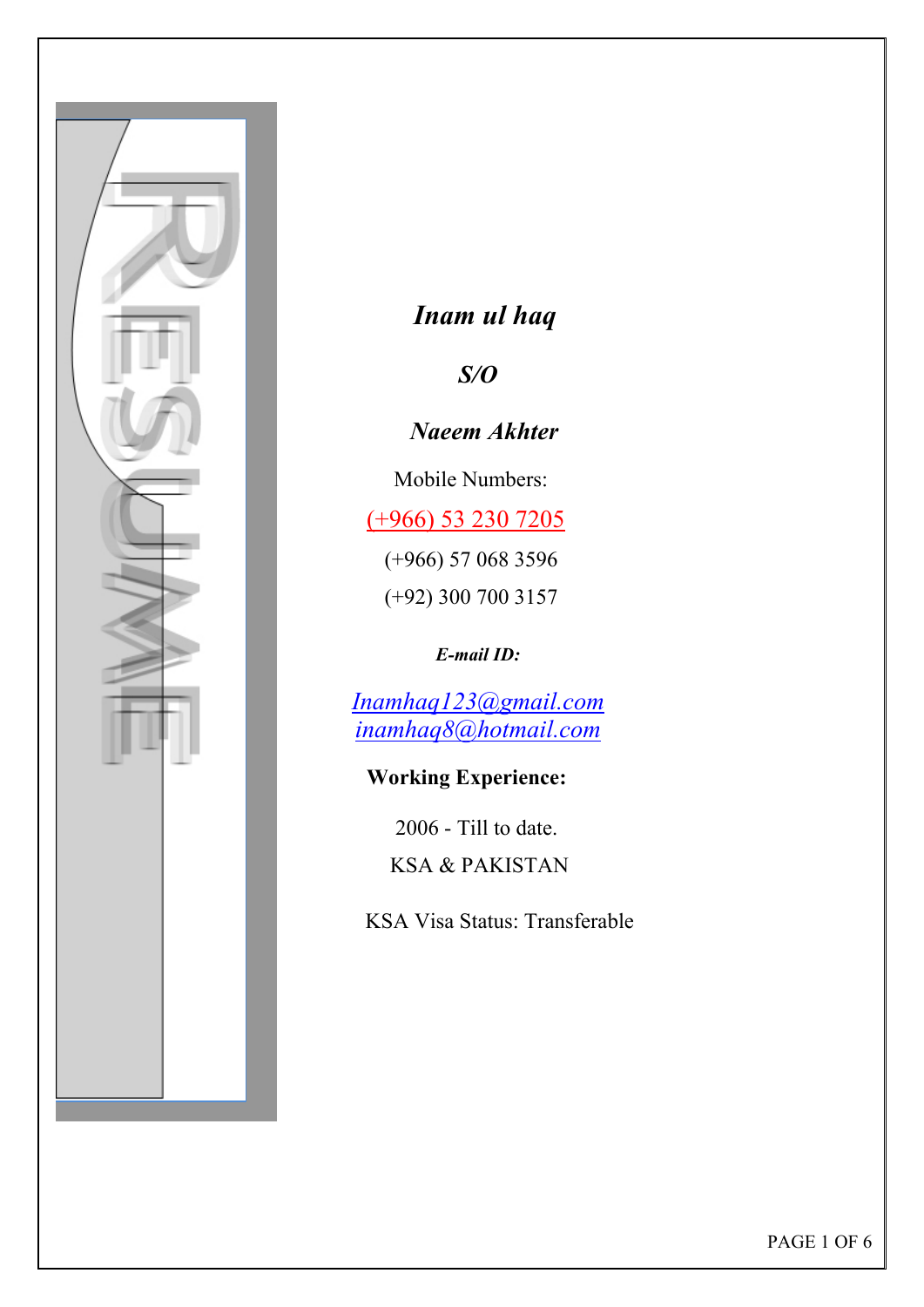RESUME

***Inam ul haq***

***S/O***

***Naeem Akhter***

Mobile Numbers:

(+966) 53 230 7205

(+966) 57 068 3596

(+92) 300 700 3157

***E-mail ID:***

*Inamhaq123@gmail.com*
*inamhaq8@hotmail.com*

**Working Experience:**

2006 - Till to date.

KSA & PAKISTAN

KSA Visa Status: Transferable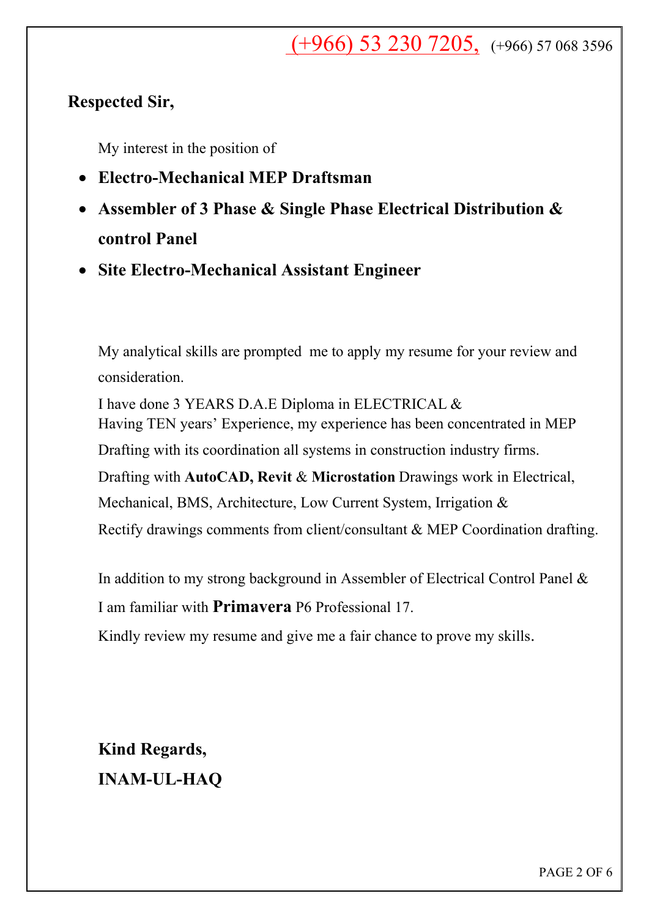(+966) 53 230 7205, (+966) 57 068 3596

**Respected Sir,**

My interest in the position of

- **Electro-Mechanical MEP Draftsman**
- **Assembler of 3 Phase & Single Phase Electrical Distribution & control Panel**
- **Site Electro-Mechanical Assistant Engineer**

My analytical skills are prompted me to apply my resume for your review and consideration.

I have done 3 YEARS D.A.E Diploma in ELECTRICAL &
Having TEN years' Experience, my experience has been concentrated in MEP Drafting with its coordination all systems in construction industry firms.
Drafting with **AutoCAD, Revit** & **Microstation** Drawings work in Electrical, Mechanical, BMS, Architecture, Low Current System, Irrigation &
Rectify drawings comments from client/consultant & MEP Coordination drafting.

In addition to my strong background in Assembler of Electrical Control Panel &
I am familiar with **Primavera** P6 Professional 17.
Kindly review my resume and give me a fair chance to prove my skills.

**Kind Regards,**
**INAM-UL-HAQ**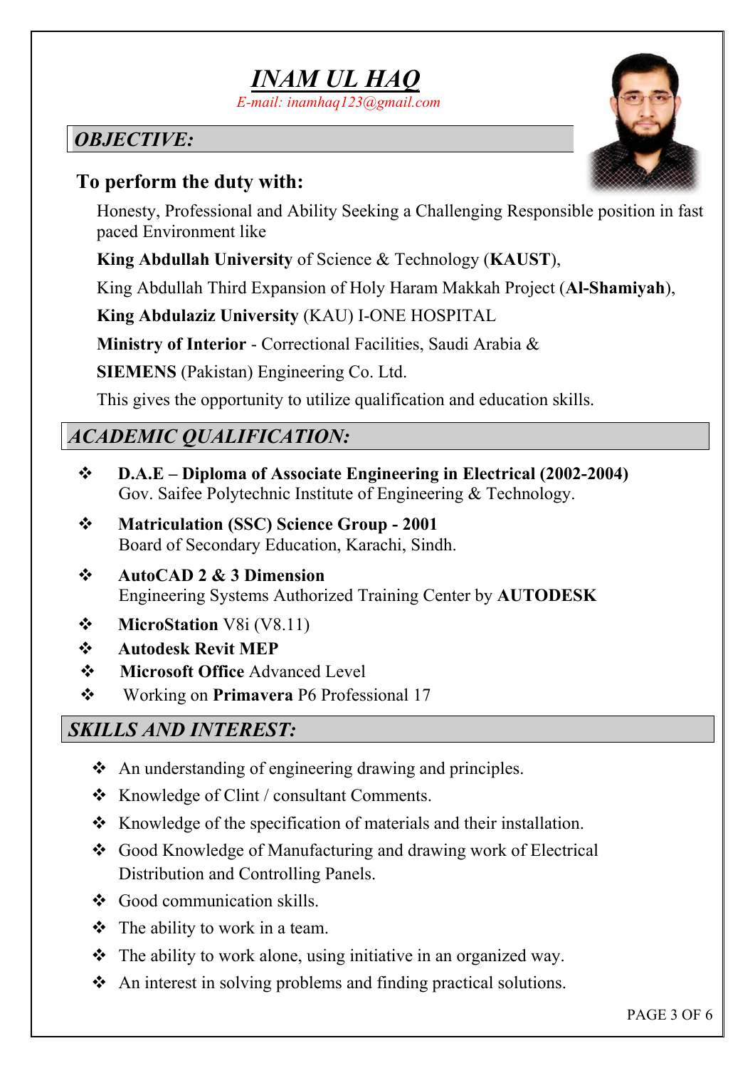# *INAM UL HAQ*

*E-mail: inamhaq123@gmail.com*

## *OBJECTIVE:*

### To perform the duty with:

Honesty, Professional and Ability Seeking a Challenging Responsible position in fast paced Environment like

**King Abdullah University** of Science & Technology (**KAUST**),

King Abdullah Third Expansion of Holy Haram Makkah Project (**Al-Shamiyah**),

**King Abdulaziz University** (KAU) I-ONE HOSPITAL

**Ministry of Interior** - Correctional Facilities, Saudi Arabia &

**SIEMENS** (Pakistan) Engineering Co. Ltd.

This gives the opportunity to utilize qualification and education skills.

## *ACADEMIC QUALIFICATION:*

- **D.A.E – Diploma of Associate Engineering in Electrical (2002-2004)**
  Gov. Saifee Polytechnic Institute of Engineering & Technology.
- **Matriculation (SSC) Science Group - 2001**
  Board of Secondary Education, Karachi, Sindh.
- **AutoCAD 2 & 3 Dimension**
  Engineering Systems Authorized Training Center by **AUTODESK**
- **MicroStation** V8i (V8.11)
- **Autodesk Revit MEP**
- **Microsoft Office** Advanced Level
- Working on **Primavera** P6 Professional 17

## *SKILLS AND INTEREST:*

- An understanding of engineering drawing and principles.
- Knowledge of Clint / consultant Comments.
- Knowledge of the specification of materials and their installation.
- Good Knowledge of Manufacturing and drawing work of Electrical Distribution and Controlling Panels.
- Good communication skills.
- The ability to work in a team.
- The ability to work alone, using initiative in an organized way.
- An interest in solving problems and finding practical solutions.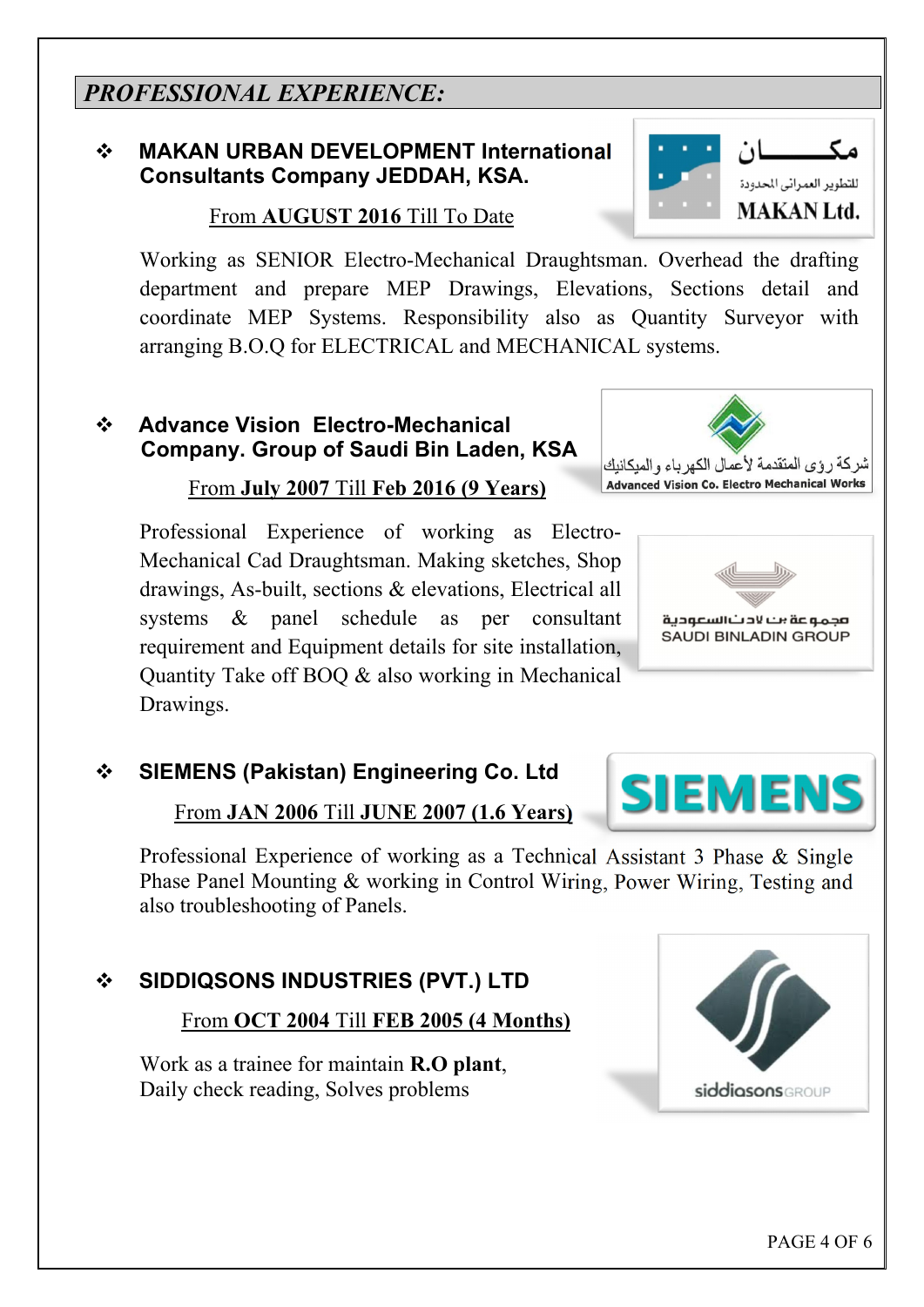## *PROFESSIONAL EXPERIENCE:*

- **MAKAN URBAN DEVELOPMENT International Consultants Company JEDDAH, KSA.**

  From **AUGUST 2016** Till To Date

  Working as SENIOR Electro-Mechanical Draughtsman. Overhead the drafting department and prepare MEP Drawings, Elevations, Sections detail and coordinate MEP Systems. Responsibility also as Quantity Surveyor with arranging B.O.Q for ELECTRICAL and MECHANICAL systems.

- **Advance Vision Electro-Mechanical Company. Group of Saudi Bin Laden, KSA**

  From **July 2007** Till **Feb 2016 (9 Years)**

  Professional Experience of working as Electro-Mechanical Cad Draughtsman. Making sketches, Shop drawings, As-built, sections & elevations, Electrical all systems & panel schedule as per consultant requirement and Equipment details for site installation, Quantity Take off BOQ & also working in Mechanical Drawings.

- **SIEMENS (Pakistan) Engineering Co. Ltd**

  From **JAN 2006** Till **JUNE 2007 (1.6 Years)**

  Professional Experience of working as a Technical Assistant 3 Phase & Single Phase Panel Mounting & working in Control Wiring, Power Wiring, Testing and also troubleshooting of Panels.

- **SIDDIQSONS INDUSTRIES (PVT.) LTD**

  From **OCT 2004** Till **FEB 2005 (4 Months)**

  Work as a trainee for maintain **R.O plant**,
  Daily check reading, Solves problems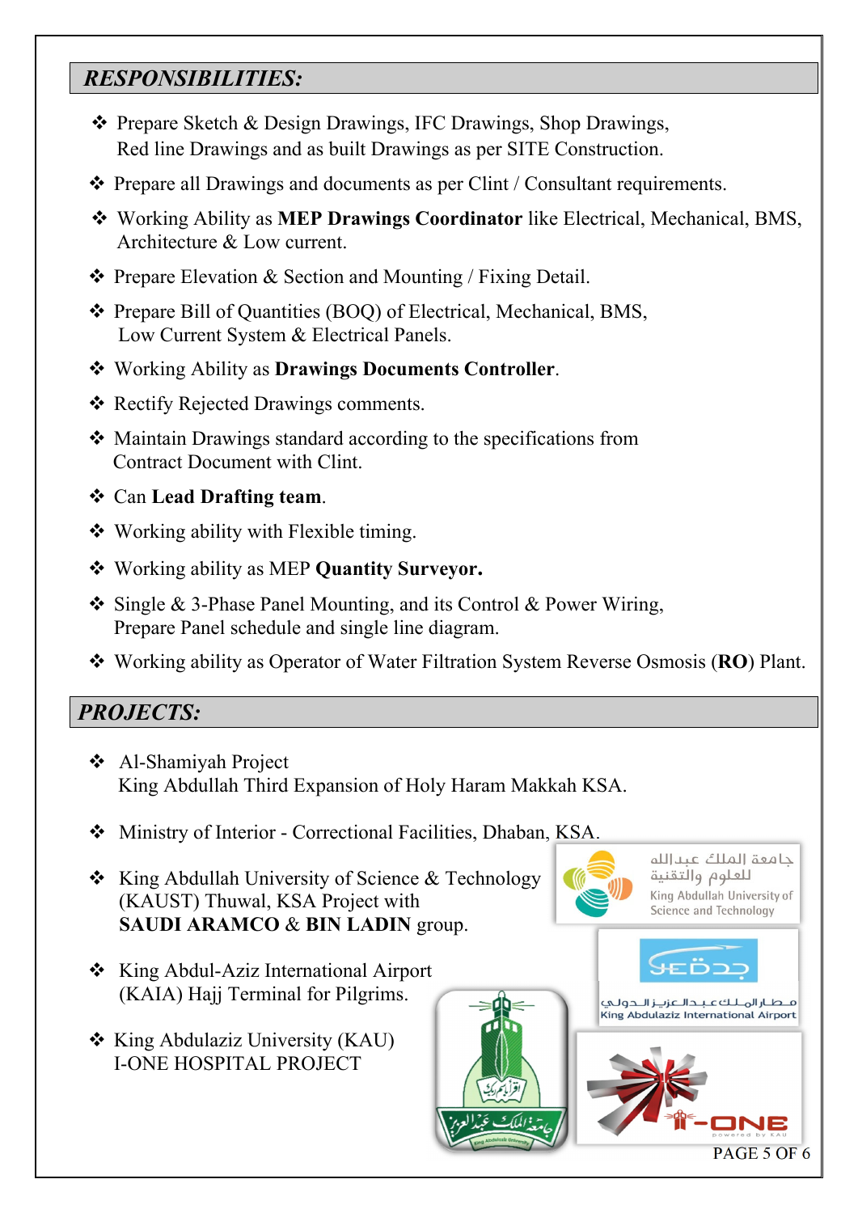## *RESPONSIBILITIES:*

- Prepare Sketch & Design Drawings, IFC Drawings, Shop Drawings, Red line Drawings and as built Drawings as per SITE Construction.
- Prepare all Drawings and documents as per Clint / Consultant requirements.
- Working Ability as **MEP Drawings Coordinator** like Electrical, Mechanical, BMS, Architecture & Low current.
- Prepare Elevation & Section and Mounting / Fixing Detail.
- Prepare Bill of Quantities (BOQ) of Electrical, Mechanical, BMS, Low Current System & Electrical Panels.
- Working Ability as **Drawings Documents Controller**.
- Rectify Rejected Drawings comments.
- Maintain Drawings standard according to the specifications from Contract Document with Clint.
- Can **Lead Drafting team**.
- Working ability with Flexible timing.
- Working ability as MEP **Quantity Surveyor.**
- Single & 3-Phase Panel Mounting, and its Control & Power Wiring, Prepare Panel schedule and single line diagram.
- Working ability as Operator of Water Filtration System Reverse Osmosis (**RO**) Plant.

## *PROJECTS:*

- Al-Shamiyah Project
  King Abdullah Third Expansion of Holy Haram Makkah KSA.
- Ministry of Interior - Correctional Facilities, Dhaban, KSA.
- King Abdullah University of Science & Technology (KAUST) Thuwal, KSA Project with **SAUDI ARAMCO** & **BIN LADIN** group.
- King Abdul-Aziz International Airport (KAIA) Hajj Terminal for Pilgrims.
- King Abdulaziz University (KAU)
  I-ONE HOSPITAL PROJECT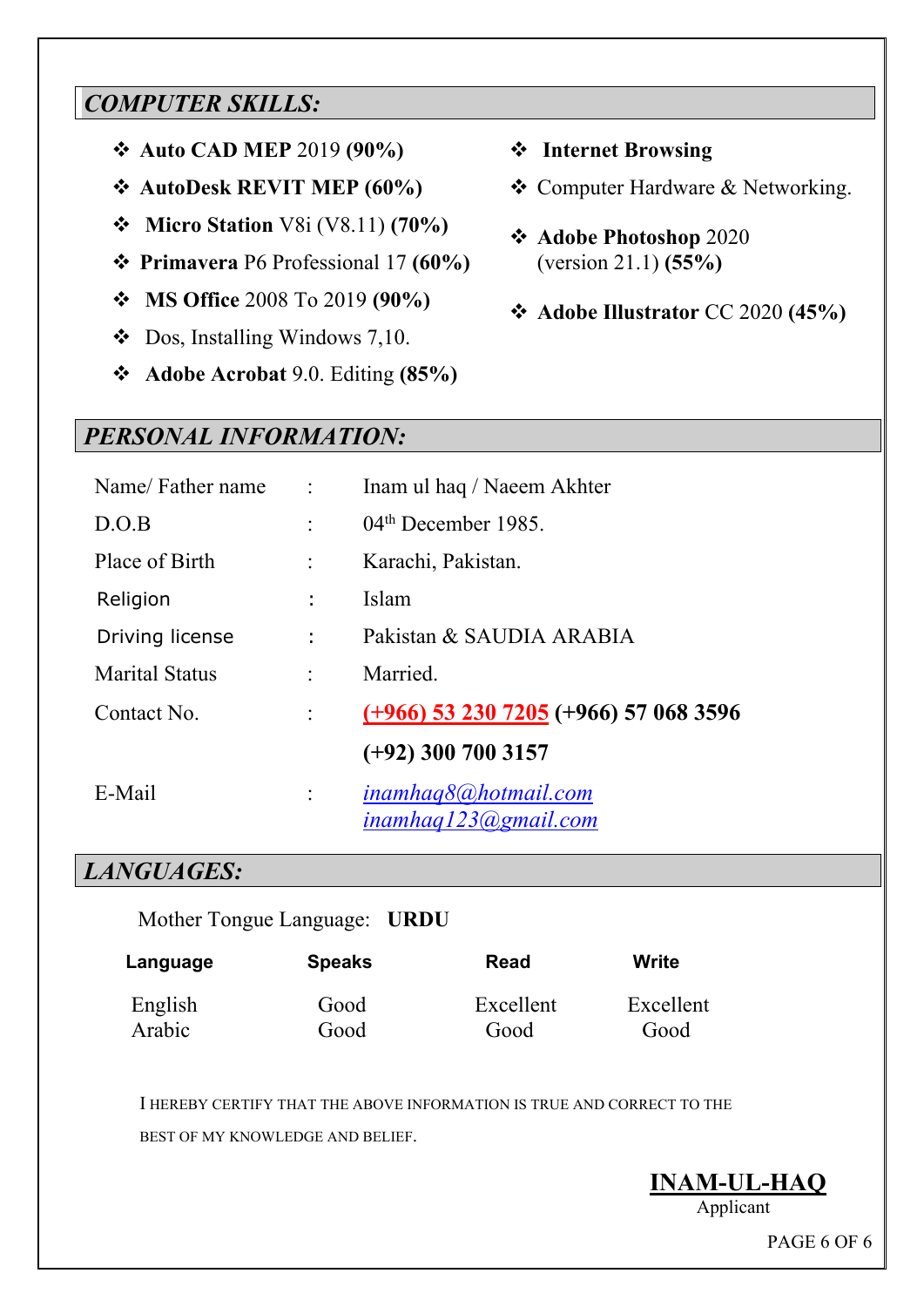## *COMPUTER SKILLS:*

- **Auto CAD MEP** 2019 **(90%)**
- **AutoDesk REVIT MEP (60%)**
- **Micro Station** V8i (V8.11) **(70%)**
- **Primavera** P6 Professional 17 **(60%)**
- **MS Office** 2008 To 2019 **(90%)**
- Dos, Installing Windows 7,10.
- **Adobe Acrobat** 9.0. Editing **(85%)**
- **Internet Browsing**
- Computer Hardware & Networking.
- **Adobe Photoshop** 2020 (version 21.1) **(55%)**
- **Adobe Illustrator** CC 2020 **(45%)**

## *PERSONAL INFORMATION:*

| | | |
|---|---|---|
| Name/ Father name | : | Inam ul haq / Naeem Akhter |
| D.O.B | : | 04th December 1985. |
| Place of Birth | : | Karachi, Pakistan. |
| Religion | : | Islam |
| Driving license | : | Pakistan & SAUDIA ARABIA |
| Marital Status | : | Married. |
| Contact No. | : | **(+966) 53 230 7205** **(+966) 57 068 3596** **(+92) 300 700 3157** |
| E-Mail | : | *inamhaq8@hotmail.com* *inamhaq123@gmail.com* |

## *LANGUAGES:*

Mother Tongue Language: **URDU**

| Language | Speaks | Read | Write |
|---|---|---|---|
| English | Good | Excellent | Excellent |
| Arabic | Good | Good | Good |

I HEREBY CERTIFY THAT THE ABOVE INFORMATION IS TRUE AND CORRECT TO THE BEST OF MY KNOWLEDGE AND BELIEF.

**INAM-UL-HAQ**
Applicant